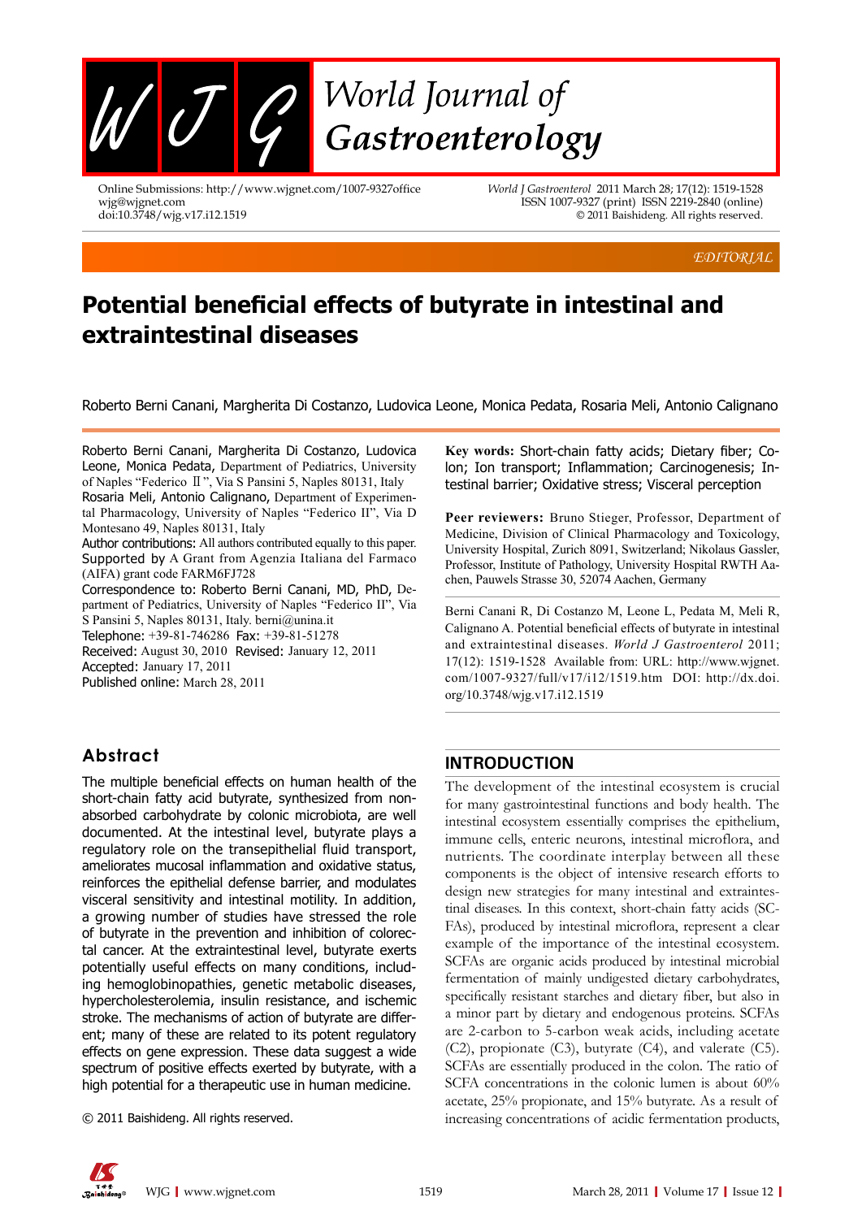EDITORIAL

# Potential beneficial effects of butyrate in intestinal and extraintestinal diseases

Roberto Berni Canani, Margherita Di Costanzo, Ludovica Leone, Monica Pedata, Rosaria Meli, Antonio Calignano

Roberto Berni Canani, Margherita Di Costanzo, Ludovica Leone, Monica Pedata, Department of Pediatrics, University of Naples "Federico Ⅱ", Via S Pansini 5, Naples 80131, Italy

Rosaria Meli, Antonio Calignano, Department of Experimental Pharmacology, University of Naples "Federico II", Via D Montesano 49, Naples 80131, Italy

Author contributions: All authors contributed equally to this paper.

Supported by A Grant from Agenzia Italiana del Farmaco (AIFA) grant code FARM6FJ728

Correspondence to: Roberto Berni Canani, MD, PhD, Department of Pediatrics, University of Naples "Federico II", Via S Pansini 5, Naples 80131, Italy. berni@unina.it

Telephone: +39-81-746286 Fax: +39-81-51278

Received: August 30, 2010 Revised: January 12, 2011

Accepted: January 17, 2011

Published online: March 28, 2011

## Abstract

The multiple beneficial effects on human health of the short-chain fatty acid butyrate, synthesized from non-absorbed carbohydrate by colonic microbiota, are well documented. At the intestinal level, butyrate plays a regulatory role on the transepithelial fluid transport, ameliorates mucosal inflammation and oxidative status, reinforces the epithelial defense barrier, and modulates visceral sensitivity and intestinal motility. In addition, a growing number of studies have stressed the role of butyrate in the prevention and inhibition of colorectal cancer. At the extraintestinal level, butyrate exerts potentially useful effects on many conditions, including hemoglobinopathies, genetic metabolic diseases, hypercholesterolemia, insulin resistance, and ischemic stroke. The mechanisms of action of butyrate are different; many of these are related to its potent regulatory effects on gene expression. These data suggest a wide spectrum of positive effects exerted by butyrate, with a high potential for a therapeutic use in human medicine.

© 2011 Baishideng. All rights reserved.

**Key words:** Short-chain fatty acids; Dietary fiber; Colon; Ion transport; Inflammation; Carcinogenesis; Intestinal barrier; Oxidative stress; Visceral perception

**Peer reviewers:** Bruno Stieger, Professor, Department of Medicine, Division of Clinical Pharmacology and Toxicology, University Hospital, Zurich 8091, Switzerland; Nikolaus Gassler, Professor, Institute of Pathology, University Hospital RWTH Aachen, Pauwels Strasse 30, 52074 Aachen, Germany

Berni Canani R, Di Costanzo M, Leone L, Pedata M, Meli R, Calignano A. Potential beneficial effects of butyrate in intestinal and extraintestinal diseases. *World J Gastroenterol* 2011; 17(12): 1519-1528 Available from: URL: http://www.wjgnet.com/1007-9327/full/v17/i12/1519.htm DOI: http://dx.doi.org/10.3748/wjg.v17.i12.1519

## INTRODUCTION

The development of the intestinal ecosystem is crucial for many gastrointestinal functions and body health. The intestinal ecosystem essentially comprises the epithelium, immune cells, enteric neurons, intestinal microflora, and nutrients. The coordinate interplay between all these components is the object of intensive research efforts to design new strategies for many intestinal and extraintestinal diseases. In this context, short-chain fatty acids (SCFAs), produced by intestinal microflora, represent a clear example of the importance of the intestinal ecosystem. SCFAs are organic acids produced by intestinal microbial fermentation of mainly undigested dietary carbohydrates, specifically resistant starches and dietary fiber, but also in a minor part by dietary and endogenous proteins. SCFAs are 2-carbon to 5-carbon weak acids, including acetate (C2), propionate (C3), butyrate (C4), and valerate (C5). SCFAs are essentially produced in the colon. The ratio of SCFA concentrations in the colonic lumen is about 60% acetate, 25% propionate, and 15% butyrate. As a result of increasing concentrations of acidic fermentation products,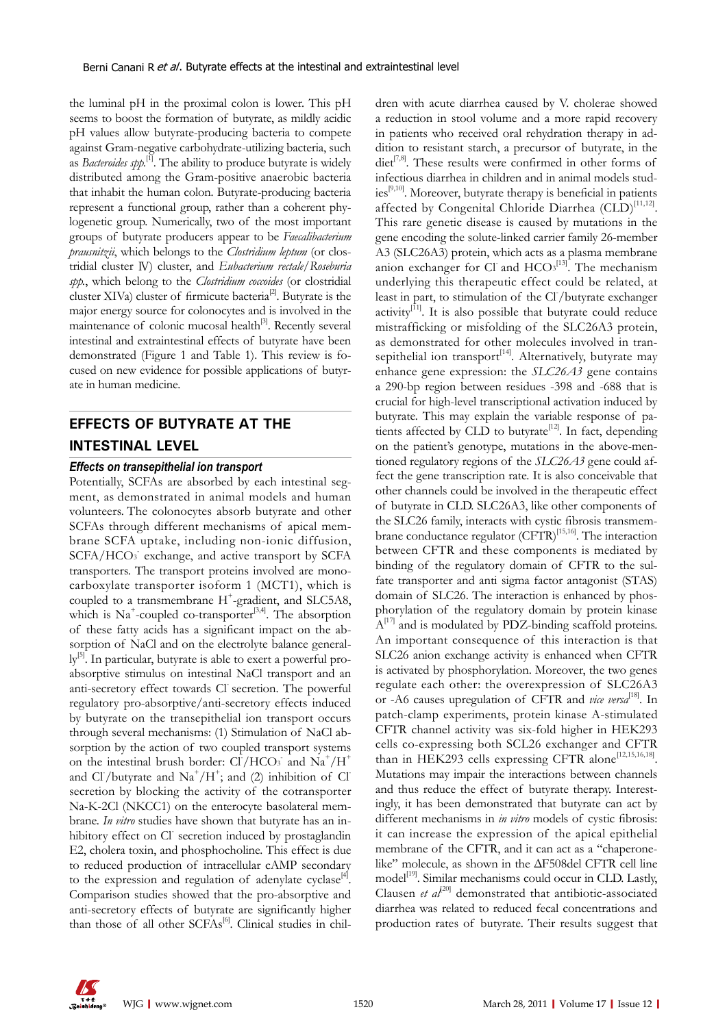the luminal pH in the proximal colon is lower. This pH seems to boost the formation of butyrate, as mildly acidic pH values allow butyrate-producing bacteria to compete against Gram-negative carbohydrate-utilizing bacteria, such as *Bacteroides spp.*[1]. The ability to produce butyrate is widely distributed among the Gram-positive anaerobic bacteria that inhabit the human colon. Butyrate-producing bacteria represent a functional group, rather than a coherent phylogenetic group. Numerically, two of the most important groups of butyrate producers appear to be *Faecalibacterium prausnitzii*, which belongs to the *Clostridium leptum* (or clostridial cluster Ⅳ) cluster, and *Eubacterium rectale/Roseburia spp.*, which belong to the *Clostridium coccoides* (or clostridial cluster XIVa) cluster of firmicute bacteria[2]. Butyrate is the major energy source for colonocytes and is involved in the maintenance of colonic mucosal health[3]. Recently several intestinal and extraintestinal effects of butyrate have been demonstrated (Figure 1 and Table 1). This review is focused on new evidence for possible applications of butyrate in human medicine.

## EFFECTS OF BUTYRATE AT THE INTESTINAL LEVEL

### *Effects on transepithelial ion transport*

Potentially, SCFAs are absorbed by each intestinal segment, as demonstrated in animal models and human volunteers. The colonocytes absorb butyrate and other SCFAs through different mechanisms of apical membrane SCFA uptake, including non-ionic diffusion, SCFA/$HCO_3^-$ exchange, and active transport by SCFA transporters. The transport proteins involved are monocarboxylate transporter isoform 1 (MCT1), which is coupled to a transmembrane $H^+$-gradient, and SLC5A8, which is $Na^+$-coupled co-transporter[3,4]. The absorption of these fatty acids has a significant impact on the absorption of NaCl and on the electrolyte balance generally[5]. In particular, butyrate is able to exert a powerful proabsorptive stimulus on intestinal NaCl transport and an anti-secretory effect towards $Cl^-$ secretion. The powerful regulatory pro-absorptive/anti-secretory effects induced by butyrate on the transepithelial ion transport occurs through several mechanisms: (1) Stimulation of NaCl absorption by the action of two coupled transport systems on the intestinal brush border: $Cl^-/HCO_3^-$ and $Na^+/H^+$ and $Cl^-$/butyrate and $Na^+/H^+$; and (2) inhibition of $Cl^-$ secretion by blocking the activity of the cotransporter Na-K-2Cl (NKCC1) on the enterocyte basolateral membrane. *In vitro* studies have shown that butyrate has an inhibitory effect on $Cl^-$ secretion induced by prostaglandin E2, cholera toxin, and phosphocholine. This effect is due to reduced production of intracellular cAMP secondary to the expression and regulation of adenylate cyclase[4]. Comparison studies showed that the pro-absorptive and anti-secretory effects of butyrate are significantly higher than those of all other SCFAs[6]. Clinical studies in children with acute diarrhea caused by V. cholerae showed a reduction in stool volume and a more rapid recovery in patients who received oral rehydration therapy in addition to resistant starch, a precursor of butyrate, in the diet[7,8]. These results were confirmed in other forms of infectious diarrhea in children and in animal models studies[9,10]. Moreover, butyrate therapy is beneficial in patients affected by Congenital Chloride Diarrhea (CLD)[11,12]. This rare genetic disease is caused by mutations in the gene encoding the solute-linked carrier family 26-member A3 (SLC26A3) protein, which acts as a plasma membrane anion exchanger for $Cl^-$ and $HCO_3^-$[13]. The mechanism underlying this therapeutic effect could be related, at least in part, to stimulation of the $Cl^-$/butyrate exchanger activity[11]. It is also possible that butyrate could reduce mistrafficking or misfolding of the SLC26A3 protein, as demonstrated for other molecules involved in transepithelial ion transport[14]. Alternatively, butyrate may enhance gene expression: the *SLC26A3* gene contains a 290-bp region between residues -398 and -688 that is crucial for high-level transcriptional activation induced by butyrate. This may explain the variable response of patients affected by CLD to butyrate[12]. In fact, depending on the patient's genotype, mutations in the above-mentioned regulatory regions of the *SLC26A3* gene could affect the gene transcription rate. It is also conceivable that other channels could be involved in the therapeutic effect of butyrate in CLD. SLC26A3, like other components of the SLC26 family, interacts with cystic fibrosis transmembrane conductance regulator (CFTR)[15,16]. The interaction between CFTR and these components is mediated by binding of the regulatory domain of CFTR to the sulfate transporter and anti sigma factor antagonist (STAS) domain of SLC26. The interaction is enhanced by phosphorylation of the regulatory domain by protein kinase A[17] and is modulated by PDZ-binding scaffold proteins. An important consequence of this interaction is that SLC26 anion exchange activity is enhanced when CFTR is activated by phosphorylation. Moreover, the two genes regulate each other: the overexpression of SLC26A3 or -A6 causes upregulation of CFTR and *vice versa*[18]. In patch-clamp experiments, protein kinase A-stimulated CFTR channel activity was six-fold higher in HEK293 cells co-expressing both SCL26 exchanger and CFTR than in HEK293 cells expressing CFTR alone[12,15,16,18]. Mutations may impair the interactions between channels and thus reduce the effect of butyrate therapy. Interestingly, it has been demonstrated that butyrate can act by different mechanisms in *in vitro* models of cystic fibrosis: it can increase the expression of the apical epithelial membrane of the CFTR, and it can act as a "chaperone-like" molecule, as shown in the ΔF508del CFTR cell line model[19]. Similar mechanisms could occur in CLD. Lastly, Clausen *et al*[20] demonstrated that antibiotic-associated diarrhea was related to reduced fecal concentrations and production rates of butyrate. Their results suggest that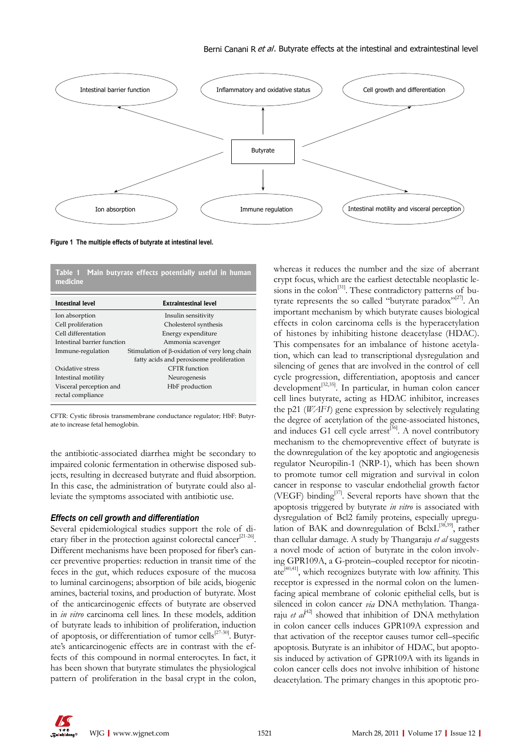Figure 1 The multiple effects of butyrate at intestinal level.

**Table 1 Main butyrate effects potentially useful in human medicine**

| Intestinal level | Extraintestinal level |
|---|---|
| Ion absorption | Insulin sensitivity |
| Cell proliferation | Cholesterol synthesis |
| Cell differentiation | Energy expenditure |
| Intestinal barrier function | Ammonia scavenger |
| Immune-regulation | Stimulation of β-oxidation of very long chain fatty acids and peroxisome proliferation |
| Oxidative stress | CFTR function |
| Intestinal motility | Neurogenesis |
| Visceral perception and rectal compliance | HbF production |

CFTR: Cystic fibrosis transmembrane conductance regulator; HbF: Butyrate to increase fetal hemoglobin.

the antibiotic-associated diarrhea might be secondary to impaired colonic fermentation in otherwise disposed subjects, resulting in decreased butyrate and fluid absorption. In this case, the administration of butyrate could also alleviate the symptoms associated with antibiotic use.

### *Effects on cell growth and differentiation*

Several epidemiological studies support the role of dietary fiber in the protection against colorectal cancer[21-26]. Different mechanisms have been proposed for fiber's cancer preventive properties: reduction in transit time of the feces in the gut, which reduces exposure of the mucosa to luminal carcinogens; absorption of bile acids, biogenic amines, bacterial toxins, and production of butyrate. Most of the anticarcinogenic effects of butyrate are observed in *in vitro* carcinoma cell lines. In these models, addition of butyrate leads to inhibition of proliferation, induction of apoptosis, or differentiation of tumor cells[27-30]. Butyrate's anticarcinogenic effects are in contrast with the effects of this compound in normal enterocytes. In fact, it has been shown that butyrate stimulates the physiological pattern of proliferation in the basal crypt in the colon, whereas it reduces the number and the size of aberrant crypt focus, which are the earliest detectable neoplastic lesions in the colon[31]. These contradictory patterns of butyrate represents the so called "butyrate paradox"[27]. An important mechanism by which butyrate causes biological effects in colon carcinoma cells is the hyperacetylation of histones by inhibiting histone deacetylase (HDAC). This compensates for an imbalance of histone acetylation, which can lead to transcriptional dysregulation and silencing of genes that are involved in the control of cell cycle progression, differentiation, apoptosis and cancer development[32,35]. In particular, in human colon cancer cell lines butyrate, acting as HDAC inhibitor, increases the p21 (*WAF1*) gene expression by selectively regulating the degree of acetylation of the gene-associated histones, and induces G1 cell cycle arrest[36]. A novel contributory mechanism to the chemopreventive effect of butyrate is the downregulation of the key apoptotic and angiogenesis regulator Neuropilin-1 (NRP-1), which has been shown to promote tumor cell migration and survival in colon cancer in response to vascular endothelial growth factor (VEGF) binding[37]. Several reports have shown that the apoptosis triggered by butyrate *in vitro* is associated with dysregulation of Bcl2 family proteins, especially upregulation of BAK and downregulation of BclxL[38,39], rather than cellular damage. A study by Thangaraju *et al* suggests a novel mode of action of butyrate in the colon involving GPR109A, a G-protein–coupled receptor for nicotinate[40,41], which recognizes butyrate with low affinity. This receptor is expressed in the normal colon on the lumen-facing apical membrane of colonic epithelial cells, but is silenced in colon cancer *via* DNA methylation. Thangaraju *et al*[42] showed that inhibition of DNA methylation in colon cancer cells induces GPR109A expression and that activation of the receptor causes tumor cell–specific apoptosis. Butyrate is an inhibitor of HDAC, but apoptosis induced by activation of GPR109A with its ligands in colon cancer cells does not involve inhibition of histone deacetylation. The primary changes in this apoptotic pro-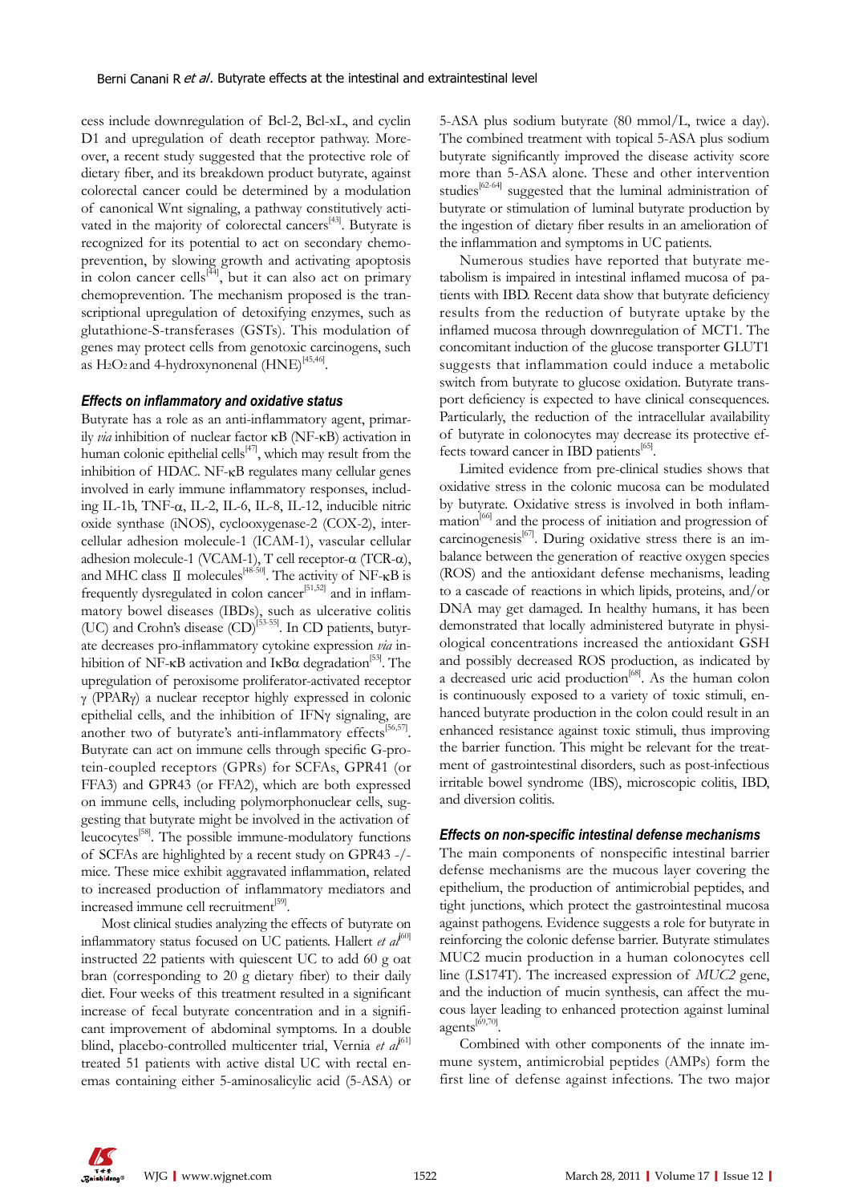cess include downregulation of Bcl-2, Bcl-xL, and cyclin D1 and upregulation of death receptor pathway. Moreover, a recent study suggested that the protective role of dietary fiber, and its breakdown product butyrate, against colorectal cancer could be determined by a modulation of canonical Wnt signaling, a pathway constitutively activated in the majority of colorectal cancers[43]. Butyrate is recognized for its potential to act on secondary chemoprevention, by slowing growth and activating apoptosis in colon cancer cells[44], but it can also act on primary chemoprevention. The mechanism proposed is the transcriptional upregulation of detoxifying enzymes, such as glutathione-S-transferases (GSTs). This modulation of genes may protect cells from genotoxic carcinogens, such as $H_2O_2$ and 4-hydroxynonenal (HNE)[45,46].

### *Effects on inflammatory and oxidative status*

Butyrate has a role as an anti-inflammatory agent, primarily *via* inhibition of nuclear factor κB (NF-κB) activation in human colonic epithelial cells[47], which may result from the inhibition of HDAC. NF-κB regulates many cellular genes involved in early immune inflammatory responses, including IL-1b, TNF-α, IL-2, IL-6, IL-8, IL-12, inducible nitric oxide synthase (iNOS), cyclooxygenase-2 (COX-2), intercellular adhesion molecule-1 (ICAM-1), vascular cellular adhesion molecule-1 (VCAM-1), T cell receptor-α (TCR-α), and MHC class Ⅱ molecules[48-50]. The activity of NF-κB is frequently dysregulated in colon cancer[51,52] and in inflammatory bowel diseases (IBDs), such as ulcerative colitis (UC) and Crohn's disease (CD)[53-55]. In CD patients, butyrate decreases pro-inflammatory cytokine expression *via* inhibition of NF-κB activation and IκBα degradation[53]. The upregulation of peroxisome proliferator-activated receptor γ (PPARγ) a nuclear receptor highly expressed in colonic epithelial cells, and the inhibition of IFNγ signaling, are another two of butyrate's anti-inflammatory effects[56,57]. Butyrate can act on immune cells through specific G-protein-coupled receptors (GPRs) for SCFAs, GPR41 (or FFA3) and GPR43 (or FFA2), which are both expressed on immune cells, including polymorphonuclear cells, suggesting that butyrate might be involved in the activation of leucocytes[58]. The possible immune-modulatory functions of SCFAs are highlighted by a recent study on GPR43 -/- mice. These mice exhibit aggravated inflammation, related to increased production of inflammatory mediators and increased immune cell recruitment[59].

Most clinical studies analyzing the effects of butyrate on inflammatory status focused on UC patients. Hallert *et al*[60] instructed 22 patients with quiescent UC to add 60 g oat bran (corresponding to 20 g dietary fiber) to their daily diet. Four weeks of this treatment resulted in a significant increase of fecal butyrate concentration and in a significant improvement of abdominal symptoms. In a double blind, placebo-controlled multicenter trial, Vernia *et al*[61] treated 51 patients with active distal UC with rectal enemas containing either 5-aminosalicylic acid (5-ASA) or 5-ASA plus sodium butyrate (80 mmol/L, twice a day). The combined treatment with topical 5-ASA plus sodium butyrate significantly improved the disease activity score more than 5-ASA alone. These and other intervention studies[62-64] suggested that the luminal administration of butyrate or stimulation of luminal butyrate production by the ingestion of dietary fiber results in an amelioration of the inflammation and symptoms in UC patients.

Numerous studies have reported that butyrate metabolism is impaired in intestinal inflamed mucosa of patients with IBD. Recent data show that butyrate deficiency results from the reduction of butyrate uptake by the inflamed mucosa through downregulation of MCT1. The concomitant induction of the glucose transporter GLUT1 suggests that inflammation could induce a metabolic switch from butyrate to glucose oxidation. Butyrate transport deficiency is expected to have clinical consequences. Particularly, the reduction of the intracellular availability of butyrate in colonocytes may decrease its protective effects toward cancer in IBD patients[65].

Limited evidence from pre-clinical studies shows that oxidative stress in the colonic mucosa can be modulated by butyrate. Oxidative stress is involved in both inflammation[66] and the process of initiation and progression of carcinogenesis[67]. During oxidative stress there is an imbalance between the generation of reactive oxygen species (ROS) and the antioxidant defense mechanisms, leading to a cascade of reactions in which lipids, proteins, and/or DNA may get damaged. In healthy humans, it has been demonstrated that locally administered butyrate in physiological concentrations increased the antioxidant GSH and possibly decreased ROS production, as indicated by a decreased uric acid production[68]. As the human colon is continuously exposed to a variety of toxic stimuli, enhanced butyrate production in the colon could result in an enhanced resistance against toxic stimuli, thus improving the barrier function. This might be relevant for the treatment of gastrointestinal disorders, such as post-infectious irritable bowel syndrome (IBS), microscopic colitis, IBD, and diversion colitis.

### *Effects on non-specific intestinal defense mechanisms*

The main components of nonspecific intestinal barrier defense mechanisms are the mucous layer covering the epithelium, the production of antimicrobial peptides, and tight junctions, which protect the gastrointestinal mucosa against pathogens. Evidence suggests a role for butyrate in reinforcing the colonic defense barrier. Butyrate stimulates MUC2 mucin production in a human colonocytes cell line (LS174T). The increased expression of *MUC2* gene, and the induction of mucin synthesis, can affect the mucous layer leading to enhanced protection against luminal agents[69,70].

Combined with other components of the innate immune system, antimicrobial peptides (AMPs) form the first line of defense against infections. The two major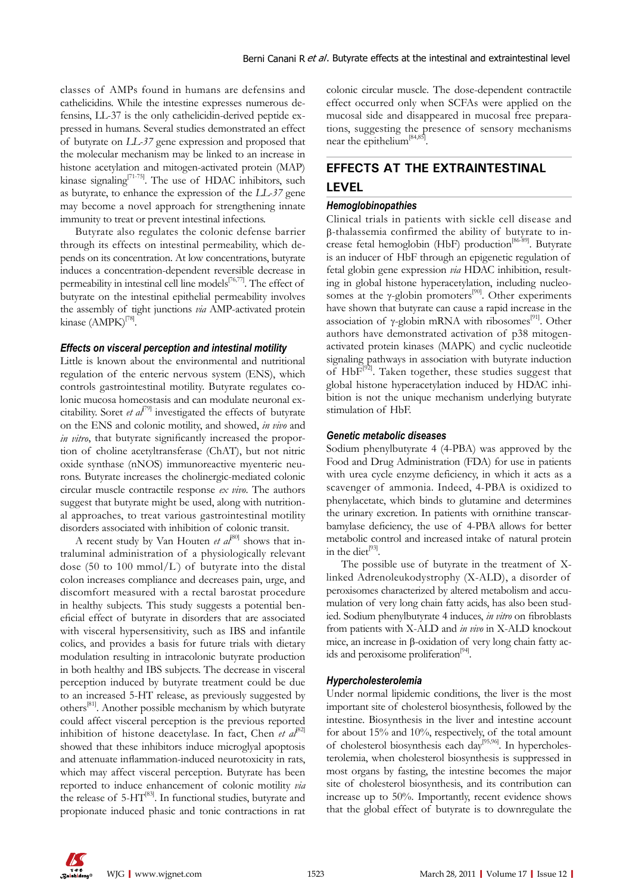classes of AMPs found in humans are defensins and cathelicidins. While the intestine expresses numerous defensins, LL-37 is the only cathelicidin-derived peptide expressed in humans. Several studies demonstrated an effect of butyrate on *LL-37* gene expression and proposed that the molecular mechanism may be linked to an increase in histone acetylation and mitogen-activated protein (MAP) kinase signaling[71-75]. The use of HDAC inhibitors, such as butyrate, to enhance the expression of the *LL-37* gene may become a novel approach for strengthening innate immunity to treat or prevent intestinal infections.

Butyrate also regulates the colonic defense barrier through its effects on intestinal permeability, which depends on its concentration. At low concentrations, butyrate induces a concentration-dependent reversible decrease in permeability in intestinal cell line models[76,77]. The effect of butyrate on the intestinal epithelial permeability involves the assembly of tight junctions *via* AMP-activated protein kinase (AMPK)[78].

### *Effects on visceral perception and intestinal motility*

Little is known about the environmental and nutritional regulation of the enteric nervous system (ENS), which controls gastrointestinal motility. Butyrate regulates colonic mucosa homeostasis and can modulate neuronal excitability. Soret *et al*[79] investigated the effects of butyrate on the ENS and colonic motility, and showed, *in vivo* and *in vitro*, that butyrate significantly increased the proportion of choline acetyltransferase (ChAT), but not nitric oxide synthase (nNOS) immunoreactive myenteric neurons. Butyrate increases the cholinergic-mediated colonic circular muscle contractile response *ex vivo*. The authors suggest that butyrate might be used, along with nutritional approaches, to treat various gastrointestinal motility disorders associated with inhibition of colonic transit.

A recent study by Van Houten *et al*[80] shows that intraluminal administration of a physiologically relevant dose (50 to 100 mmol/L) of butyrate into the distal colon increases compliance and decreases pain, urge, and discomfort measured with a rectal barostat procedure in healthy subjects. This study suggests a potential beneficial effect of butyrate in disorders that are associated with visceral hypersensitivity, such as IBS and infantile colics, and provides a basis for future trials with dietary modulation resulting in intracolonic butyrate production in both healthy and IBS subjects. The decrease in visceral perception induced by butyrate treatment could be due to an increased 5-HT release, as previously suggested by others[81]. Another possible mechanism by which butyrate could affect visceral perception is the previous reported inhibition of histone deacetylase. In fact, Chen *et al*[82] showed that these inhibitors induce microglyal apoptosis and attenuate inflammation-induced neurotoxicity in rats, which may affect visceral perception. Butyrate has been reported to induce enhancement of colonic motility *via* the release of 5-HT[83]. In functional studies, butyrate and propionate induced phasic and tonic contractions in rat colonic circular muscle. The dose-dependent contractile effect occurred only when SCFAs were applied on the mucosal side and disappeared in mucosal free preparations, suggesting the presence of sensory mechanisms near the epithelium[84,85].

## EFFECTS AT THE EXTRAINTESTINAL LEVEL

### *Hemoglobinopathies*

Clinical trials in patients with sickle cell disease and β-thalassemia confirmed the ability of butyrate to increase fetal hemoglobin (HbF) production[86-89]. Butyrate is an inducer of HbF through an epigenetic regulation of fetal globin gene expression *via* HDAC inhibition, resulting in global histone hyperacetylation, including nucleosomes at the γ-globin promoters[90]. Other experiments have shown that butyrate can cause a rapid increase in the association of γ-globin mRNA with ribosomes[91]. Other authors have demonstrated activation of p38 mitogen-activated protein kinases (MAPK) and cyclic nucleotide signaling pathways in association with butyrate induction of HbF[92]. Taken together, these studies suggest that global histone hyperacetylation induced by HDAC inhibition is not the unique mechanism underlying butyrate stimulation of HbF.

### *Genetic metabolic diseases*

Sodium phenylbutyrate 4 (4-PBA) was approved by the Food and Drug Administration (FDA) for use in patients with urea cycle enzyme deficiency, in which it acts as a scavenger of ammonia. Indeed, 4-PBA is oxidized to phenylacetate, which binds to glutamine and determines the urinary excretion. In patients with ornithine transcarbamylase deficiency, the use of 4-PBA allows for better metabolic control and increased intake of natural protein in the diet[93].

The possible use of butyrate in the treatment of X-linked Adrenoleukodystrophy (X-ALD), a disorder of peroxisomes characterized by altered metabolism and accumulation of very long chain fatty acids, has also been studied. Sodium phenylbutyrate 4 induces, *in vitro* on fibroblasts from patients with X-ALD and *in vivo* in X-ALD knockout mice, an increase in β-oxidation of very long chain fatty acids and peroxisome proliferation[94].

### *Hypercholesterolemia*

Under normal lipidemic conditions, the liver is the most important site of cholesterol biosynthesis, followed by the intestine. Biosynthesis in the liver and intestine account for about 15% and 10%, respectively, of the total amount of cholesterol biosynthesis each day[95,96]. In hypercholesterolemia, when cholesterol biosynthesis is suppressed in most organs by fasting, the intestine becomes the major site of cholesterol biosynthesis, and its contribution can increase up to 50%. Importantly, recent evidence shows that the global effect of butyrate is to downregulate the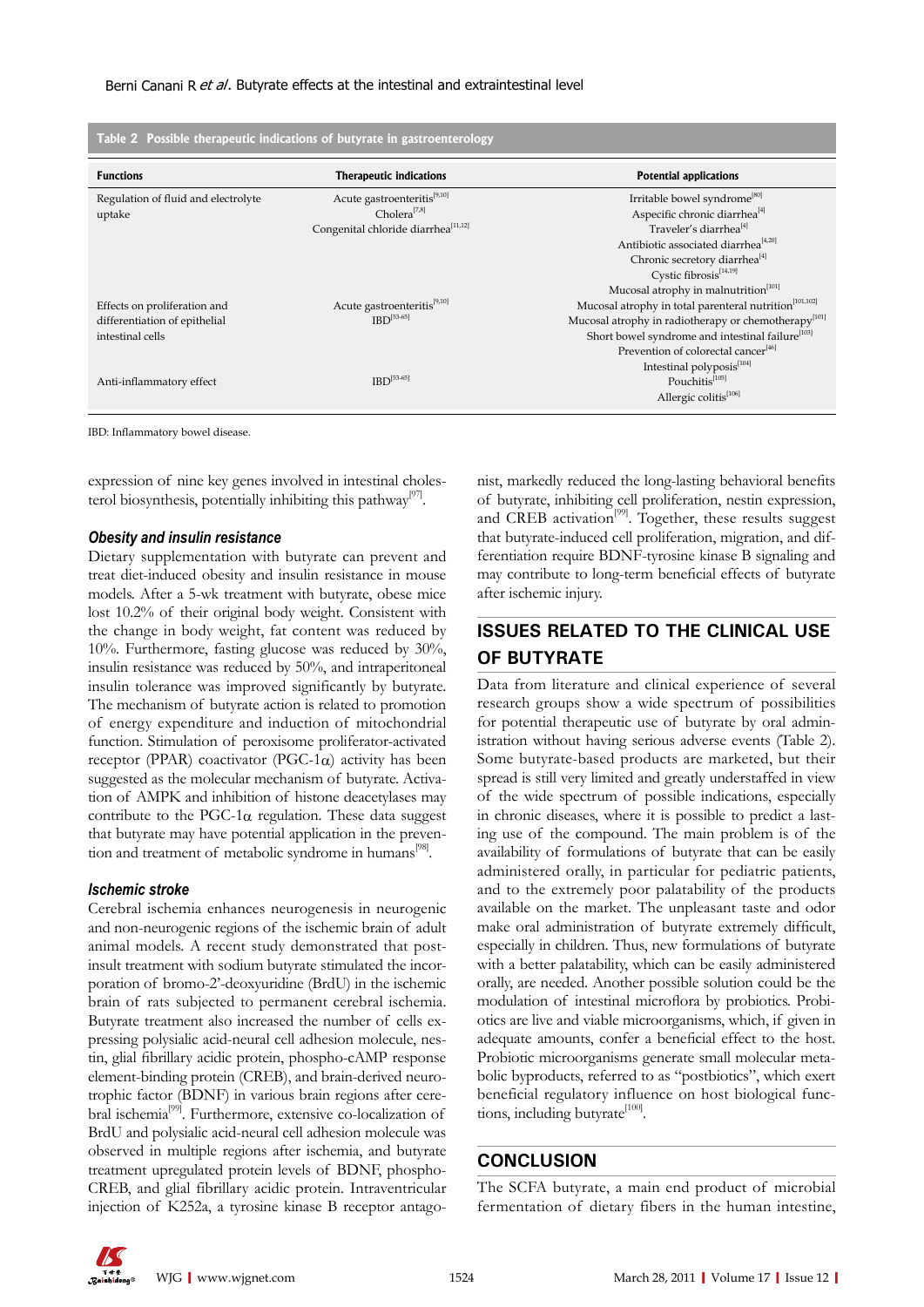Table 2 Possible therapeutic indications of butyrate in gastroenterology

| Functions | Therapeutic indications | Potential applications |
| --- | --- | --- |
| Regulation of fluid and electrolyte uptake | Acute gastroenteritis[9,10] Cholera[7,8] Congenital chloride diarrhea[11,12] | Irritable bowel syndrome[80] Aspecific chronic diarrhea[4] Traveler's diarrhea[4] Antibiotic associated diarrhea[4,20] Chronic secretory diarrhea[4] Cystic fibrosis[14,19] Mucosal atrophy in malnutrition[101] |
| Effects on proliferation and differentiation of epithelial intestinal cells | Acute gastroenteritis[9,10] IBD[53-65] | Mucosal atrophy in total parenteral nutrition[101,102] Mucosal atrophy in radiotherapy or chemotherapy[101] Short bowel syndrome and intestinal failure[103] Prevention of colorectal cancer[46] Intestinal polyposis[104] |
| Anti-inflammatory effect | IBD[53-65] | Pouchitis[105] Allergic colitis[106] |

IBD: Inflammatory bowel disease.

expression of nine key genes involved in intestinal cholesterol biosynthesis, potentially inhibiting this pathway[97].

### *Obesity and insulin resistance*

Dietary supplementation with butyrate can prevent and treat diet-induced obesity and insulin resistance in mouse models. After a 5-wk treatment with butyrate, obese mice lost 10.2% of their original body weight. Consistent with the change in body weight, fat content was reduced by 10%. Furthermore, fasting glucose was reduced by 30%, insulin resistance was reduced by 50%, and intraperitoneal insulin tolerance was improved significantly by butyrate. The mechanism of butyrate action is related to promotion of energy expenditure and induction of mitochondrial function. Stimulation of peroxisome proliferator-activated receptor (PPAR) coactivator (PGC-1α) activity has been suggested as the molecular mechanism of butyrate. Activation of AMPK and inhibition of histone deacetylases may contribute to the PGC-1α regulation. These data suggest that butyrate may have potential application in the prevention and treatment of metabolic syndrome in humans[98].

### *Ischemic stroke*

Cerebral ischemia enhances neurogenesis in neurogenic and non-neurogenic regions of the ischemic brain of adult animal models. A recent study demonstrated that post-insult treatment with sodium butyrate stimulated the incorporation of bromo-2'-deoxyuridine (BrdU) in the ischemic brain of rats subjected to permanent cerebral ischemia. Butyrate treatment also increased the number of cells expressing polysialic acid-neural cell adhesion molecule, nestin, glial fibrillary acidic protein, phospho-cAMP response element-binding protein (CREB), and brain-derived neurotrophic factor (BDNF) in various brain regions after cerebral ischemia[99]. Furthermore, extensive co-localization of BrdU and polysialic acid-neural cell adhesion molecule was observed in multiple regions after ischemia, and butyrate treatment upregulated protein levels of BDNF, phospho-CREB, and glial fibrillary acidic protein. Intraventricular injection of K252a, a tyrosine kinase B receptor antagonist, markedly reduced the long-lasting behavioral benefits of butyrate, inhibiting cell proliferation, nestin expression, and CREB activation[99]. Together, these results suggest that butyrate-induced cell proliferation, migration, and differentiation require BDNF-tyrosine kinase B signaling and may contribute to long-term beneficial effects of butyrate after ischemic injury.

## ISSUES RELATED TO THE CLINICAL USE OF BUTYRATE

Data from literature and clinical experience of several research groups show a wide spectrum of possibilities for potential therapeutic use of butyrate by oral administration without having serious adverse events (Table 2). Some butyrate-based products are marketed, but their spread is still very limited and greatly understaffed in view of the wide spectrum of possible indications, especially in chronic diseases, where it is possible to predict a lasting use of the compound. The main problem is of the availability of formulations of butyrate that can be easily administered orally, in particular for pediatric patients, and to the extremely poor palatability of the products available on the market. The unpleasant taste and odor make oral administration of butyrate extremely difficult, especially in children. Thus, new formulations of butyrate with a better palatability, which can be easily administered orally, are needed. Another possible solution could be the modulation of intestinal microflora by probiotics. Probiotics are live and viable microorganisms, which, if given in adequate amounts, confer a beneficial effect to the host. Probiotic microorganisms generate small molecular metabolic byproducts, referred to as "postbiotics", which exert beneficial regulatory influence on host biological functions, including butyrate[100].

## CONCLUSION

The SCFA butyrate, a main end product of microbial fermentation of dietary fibers in the human intestine,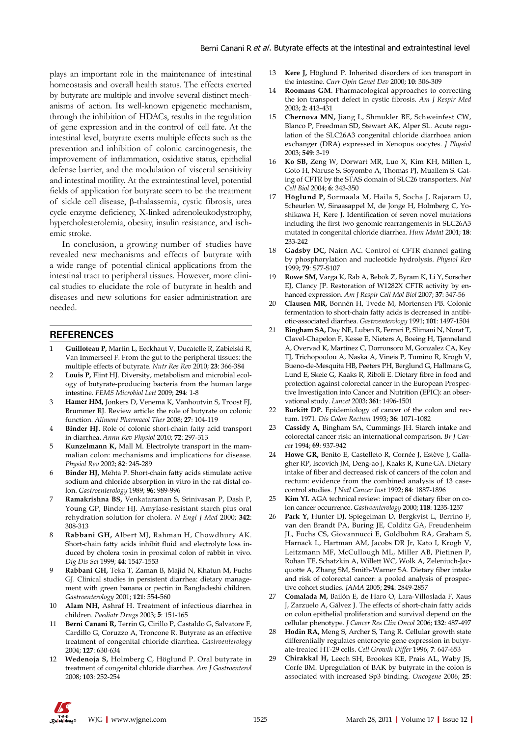plays an important role in the maintenance of intestinal homeostasis and overall health status. The effects exerted by butyrate are multiple and involve several distinct mechanisms of action. Its well-known epigenetic mechanism, through the inhibition of HDACs, results in the regulation of gene expression and in the control of cell fate. At the intestinal level, butyrate exerts multiple effects such as the prevention and inhibition of colonic carcinogenesis, the improvement of inflammation, oxidative status, epithelial defense barrier, and the modulation of visceral sensitivity and intestinal motility. At the extraintestinal level, potential fields of application for butyrate seem to be the treatment of sickle cell disease, β-thalassemia, cystic fibrosis, urea cycle enzyme deficiency, X-linked adrenoleukodystrophy, hypercholesterolemia, obesity, insulin resistance, and ischemic stroke.

In conclusion, a growing number of studies have revealed new mechanisms and effects of butyrate with a wide range of potential clinical applications from the intestinal tract to peripheral tissues. However, more clinical studies to elucidate the role of butyrate in health and diseases and new solutions for easier administration are needed.

## REFERENCES

1. **Guilloteau P,** Martin L, Eeckhaut V, Ducatelle R, Zabielski R, Van Immerseel F. From the gut to the peripheral tissues: the multiple effects of butyrate. *Nutr Res Rev* 2010; **23**: 366-384
2. **Louis P,** Flint HJ. Diversity, metabolism and microbial ecology of butyrate-producing bacteria from the human large intestine. *FEMS Microbiol Lett* 2009; **294**: 1-8
3. **Hamer HM,** Jonkers D, Venema K, Vanhoutvin S, Troost FJ, Brummer RJ. Review article: the role of butyrate on colonic function. *Aliment Pharmacol Ther* 2008; **27**: 104-119
4. **Binder HJ.** Role of colonic short-chain fatty acid transport in diarrhea. *Annu Rev Physiol* 2010; **72**: 297-313
5. **Kunzelmann K,** Mall M. Electrolyte transport in the mammalian colon: mechanisms and implications for disease. *Physiol Rev* 2002; **82**: 245-289
6. **Binder HJ,** Mehta P. Short-chain fatty acids stimulate active sodium and chloride absorption in vitro in the rat distal colon. *Gastroenterology* 1989; **96**: 989-996
7. **Ramakrishna BS,** Venkataraman S, Srinivasan P, Dash P, Young GP, Binder HJ. Amylase-resistant starch plus oral rehydration solution for cholera. *N Engl J Med* 2000; **342**: 308-313
8. **Rabbani GH,** Albert MJ, Rahman H, Chowdhury AK. Short-chain fatty acids inhibit fluid and electrolyte loss induced by cholera toxin in proximal colon of rabbit in vivo. *Dig Dis Sci* 1999; **44**: 1547-1553
9. **Rabbani GH,** Teka T, Zaman B, Majid N, Khatun M, Fuchs GJ. Clinical studies in persistent diarrhea: dietary management with green banana or pectin in Bangladeshi children. *Gastroenterology* 2001; **121**: 554-560
10. **Alam NH,** Ashraf H. Treatment of infectious diarrhea in children. *Paediatr Drugs* 2003; **5**: 151-165
11. **Berni Canani R,** Terrin G, Cirillo P, Castaldo G, Salvatore F, Cardillo G, Coruzzo A, Troncone R. Butyrate as an effective treatment of congenital chloride diarrhea. *Gastroenterology* 2004; **127**: 630-634
12. **Wedenoja S,** Holmberg C, Höglund P. Oral butyrate in treatment of congenital chloride diarrhea. *Am J Gastroenterol* 2008; **103**: 252-254
13. **Kere J,** Höglund P. Inherited disorders of ion transport in the intestine. *Curr Opin Genet Dev* 2000; **10**: 306-309
14. **Roomans GM**. Pharmacological approaches to correcting the ion transport defect in cystic fibrosis. *Am J Respir Med* 2003; **2**: 413-431
15. **Chernova MN,** Jiang L, Shmukler BE, Schweinfest CW, Blanco P, Freedman SD, Stewart AK, Alper SL. Acute regulation of the SLC26A3 congenital chloride diarrhoea anion exchanger (DRA) expressed in Xenopus oocytes. *J Physiol* 2003; **549**: 3-19
16. **Ko SB,** Zeng W, Dorwart MR, Luo X, Kim KH, Millen L, Goto H, Naruse S, Soyombo A, Thomas PJ, Muallem S. Gating of CFTR by the STAS domain of SLC26 transporters. *Nat Cell Biol* 2004; **6**: 343-350
17. **Höglund P,** Sormaala M, Haila S, Socha J, Rajaram U, Scheurlen W, Sinaasappel M, de Jonge H, Holmberg C, Yoshikawa H, Kere J. Identification of seven novel mutations including the first two genomic rearrangements in SLC26A3 mutated in congenital chloride diarrhea. *Hum Mutat* 2001; **18**: 233-242
18. **Gadsby DC,** Nairn AC. Control of CFTR channel gating by phosphorylation and nucleotide hydrolysis. *Physiol Rev* 1999; **79**: S77-S107
19. **Rowe SM,** Varga K, Rab A, Bebok Z, Byram K, Li Y, Sorscher EJ, Clancy JP. Restoration of W1282X CFTR activity by enhanced expression. *Am J Respir Cell Mol Biol* 2007; **37**: 347-56
20. **Clausen MR,** Bonnén H, Tvede M, Mortensen PB. Colonic fermentation to short-chain fatty acids is decreased in antibiotic-associated diarrhea. *Gastroenterology* 1991; **101**: 1497-1504
21. **Bingham SA,** Day NE, Luben R, Ferrari P, Slimani N, Norat T, Clavel-Chapelon F, Kesse E, Nieters A, Boeing H, Tjønneland A, Overvad K, Martinez C, Dorronsoro M, Gonzalez CA, Key TJ, Trichopoulou A, Naska A, Vineis P, Tumino R, Krogh V, Bueno-de-Mesquita HB, Peeters PH, Berglund G, Hallmans G, Lund E, Skeie G, Kaaks R, Riboli E. Dietary fibre in food and protection against colorectal cancer in the European Prospective Investigation into Cancer and Nutrition (EPIC): an observational study. *Lancet* 2003; **361**: 1496-1501
22. **Burkitt DP.** Epidemiology of cancer of the colon and rectum. 1971. *Dis Colon Rectum* 1993; **36**: 1071-1082
23. **Cassidy A,** Bingham SA, Cummings JH. Starch intake and colorectal cancer risk: an international comparison. *Br J Cancer* 1994; **69**: 937-942
24. **Howe GR,** Benito E, Castelleto R, Cornée J, Estève J, Gallagher RP, Iscovich JM, Deng-ao J, Kaaks R, Kune GA. Dietary intake of fiber and decreased risk of cancers of the colon and rectum: evidence from the combined analysis of 13 case-control studies. *J Natl Cancer Inst* 1992; **84**: 1887-1896
25. **Kim YI.** AGA technical review: impact of dietary fiber on colon cancer occurrence. *Gastroenterology* 2000; **118**: 1235-1257
26. **Park Y,** Hunter DJ, Spiegelman D, Bergkvist L, Berrino F, van den Brandt PA, Buring JE, Colditz GA, Freudenheim JL, Fuchs CS, Giovannucci E, Goldbohm RA, Graham S, Harnack L, Hartman AM, Jacobs DR Jr, Kato I, Krogh V, Leitzmann MF, McCullough ML, Miller AB, Pietinen P, Rohan TE, Schatzkin A, Willett WC, Wolk A, Zeleniuch-Jacquotte A, Zhang SM, Smith-Warner SA. Dietary fiber intake and risk of colorectal cancer: a pooled analysis of prospective cohort studies. *JAMA* 2005; **294**: 2849-2857
27. **Comalada M,** Bailón E, de Haro O, Lara-Villoslada F, Xaus J, Zarzuelo A, Gálvez J. The effects of short-chain fatty acids on colon epithelial proliferation and survival depend on the cellular phenotype. *J Cancer Res Clin Oncol* 2006; **132**: 487-497
28. **Hodin RA,** Meng S, Archer S, Tang R. Cellular growth state differentially regulates enterocyte gene expression in butyrate-treated HT-29 cells. *Cell Growth Differ* 1996; **7**: 647-653
29. **Chirakkal H,** Leech SH, Brookes KE, Prais AL, Waby JS, Corfe BM. Upregulation of BAK by butyrate in the colon is associated with increased Sp3 binding. *Oncogene* 2006; **25**: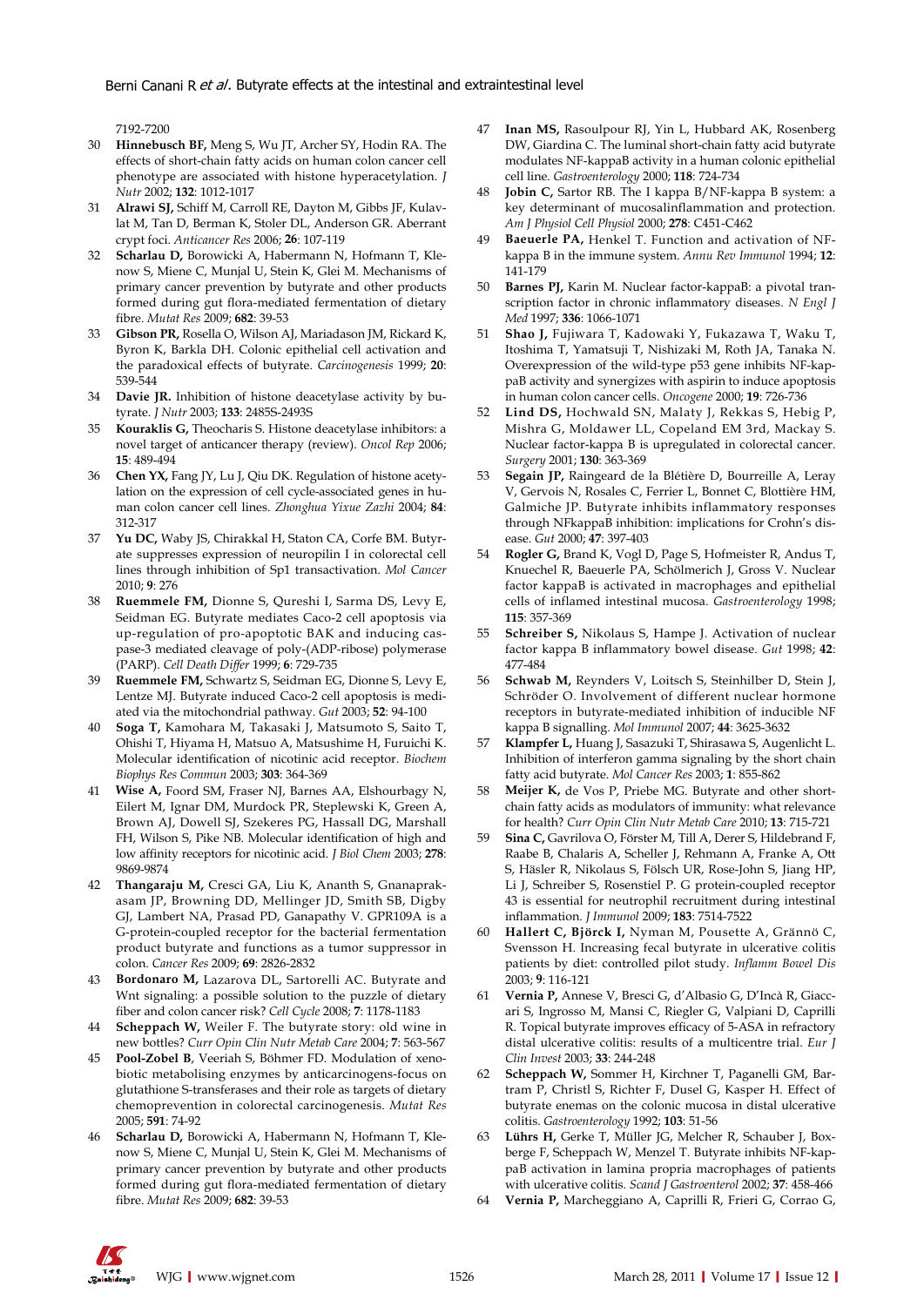7192-7200

30 **Hinnebusch BF,** Meng S, Wu JT, Archer SY, Hodin RA. The effects of short-chain fatty acids on human colon cancer cell phenotype are associated with histone hyperacetylation. *J Nutr* 2002; **132**: 1012-1017

31 **Alrawi SJ,** Schiff M, Carroll RE, Dayton M, Gibbs JF, Kulavlat M, Tan D, Berman K, Stoler DL, Anderson GR. Aberrant crypt foci. *Anticancer Res* 2006; **26**: 107-119

32 **Scharlau D,** Borowicki A, Habermann N, Hofmann T, Klenow S, Miene C, Munjal U, Stein K, Glei M. Mechanisms of primary cancer prevention by butyrate and other products formed during gut flora-mediated fermentation of dietary fibre. *Mutat Res* 2009; **682**: 39-53

33 **Gibson PR,** Rosella O, Wilson AJ, Mariadason JM, Rickard K, Byron K, Barkla DH. Colonic epithelial cell activation and the paradoxical effects of butyrate. *Carcinogenesis* 1999; **20**: 539-544

34 **Davie JR.** Inhibition of histone deacetylase activity by butyrate. *J Nutr* 2003; **133**: 2485S-2493S

35 **Kouraklis G,** Theocharis S. Histone deacetylase inhibitors: a novel target of anticancer therapy (review). *Oncol Rep* 2006; **15**: 489-494

36 **Chen YX,** Fang JY, Lu J, Qiu DK. Regulation of histone acetylation on the expression of cell cycle-associated genes in human colon cancer cell lines. *Zhonghua Yixue Zazhi* 2004; **84**: 312-317

37 **Yu DC,** Waby JS, Chirakkal H, Staton CA, Corfe BM. Butyrate suppresses expression of neuropilin I in colorectal cell lines through inhibition of Sp1 transactivation. *Mol Cancer* 2010; **9**: 276

38 **Ruemmele FM,** Dionne S, Qureshi I, Sarma DS, Levy E, Seidman EG. Butyrate mediates Caco-2 cell apoptosis via up-regulation of pro-apoptotic BAK and inducing caspase-3 mediated cleavage of poly-(ADP-ribose) polymerase (PARP). *Cell Death Differ* 1999; **6**: 729-735

39 **Ruemmele FM,** Schwartz S, Seidman EG, Dionne S, Levy E, Lentze MJ. Butyrate induced Caco-2 cell apoptosis is mediated via the mitochondrial pathway. *Gut* 2003; **52**: 94-100

40 **Soga T,** Kamohara M, Takasaki J, Matsumoto S, Saito T, Ohishi T, Hiyama H, Matsuo A, Matsushime H, Furuichi K. Molecular identification of nicotinic acid receptor. *Biochem Biophys Res Commun* 2003; **303**: 364-369

41 **Wise A,** Foord SM, Fraser NJ, Barnes AA, Elshourbagy N, Eilert M, Ignar DM, Murdock PR, Steplewski K, Green A, Brown AJ, Dowell SJ, Szekeres PG, Hassall DG, Marshall FH, Wilson S, Pike NB. Molecular identification of high and low affinity receptors for nicotinic acid. *J Biol Chem* 2003; **278**: 9869-9874

42 **Thangaraju M,** Cresci GA, Liu K, Ananth S, Gnanaprakasam JP, Browning DD, Mellinger JD, Smith SB, Digby GJ, Lambert NA, Prasad PD, Ganapathy V. GPR109A is a G-protein-coupled receptor for the bacterial fermentation product butyrate and functions as a tumor suppressor in colon. *Cancer Res* 2009; **69**: 2826-2832

43 **Bordonaro M,** Lazarova DL, Sartorelli AC. Butyrate and Wnt signaling: a possible solution to the puzzle of dietary fiber and colon cancer risk? *Cell Cycle* 2008; **7**: 1178-1183

44 **Scheppach W,** Weiler F. The butyrate story: old wine in new bottles? *Curr Opin Clin Nutr Metab Care* 2004; **7**: 563-567

45 **Pool-Zobel B**, Veeriah S, Böhmer FD. Modulation of xenobiotic metabolising enzymes by anticarcinogens-focus on glutathione S-transferases and their role as targets of dietary chemoprevention in colorectal carcinogenesis. *Mutat Res* 2005; **591**: 74-92

46 **Scharlau D,** Borowicki A, Habermann N, Hofmann T, Klenow S, Miene C, Munjal U, Stein K, Glei M. Mechanisms of primary cancer prevention by butyrate and other products formed during gut flora-mediated fermentation of dietary fibre. *Mutat Res* 2009; **682**: 39-53

47 **Inan MS,** Rasoulpour RJ, Yin L, Hubbard AK, Rosenberg DW, Giardina C. The luminal short-chain fatty acid butyrate modulates NF-kappaB activity in a human colonic epithelial cell line. *Gastroenterology* 2000; **118**: 724-734

48 **Jobin C,** Sartor RB. The I kappa B/NF-kappa B system: a key determinant of mucosalinflammation and protection. *Am J Physiol Cell Physiol* 2000; **278**: C451-C462

49 **Baeuerle PA,** Henkel T. Function and activation of NF-kappa B in the immune system. *Annu Rev Immunol* 1994; **12**: 141-179

50 **Barnes PJ,** Karin M. Nuclear factor-kappaB: a pivotal transcription factor in chronic inflammatory diseases. *N Engl J Med* 1997; **336**: 1066-1071

51 **Shao J,** Fujiwara T, Kadowaki Y, Fukazawa T, Waku T, Itoshima T, Yamatsuji T, Nishizaki M, Roth JA, Tanaka N. Overexpression of the wild-type p53 gene inhibits NF-kappaB activity and synergizes with aspirin to induce apoptosis in human colon cancer cells. *Oncogene* 2000; **19**: 726-736

52 **Lind DS,** Hochwald SN, Malaty J, Rekkas S, Hebig P, Mishra G, Moldawer LL, Copeland EM 3rd, Mackay S. Nuclear factor-kappa B is upregulated in colorectal cancer. *Surgery* 2001; **130**: 363-369

53 **Segain JP,** Raingeard de la Blétière D, Bourreille A, Leray V, Gervois N, Rosales C, Ferrier L, Bonnet C, Blottière HM, Galmiche JP. Butyrate inhibits inflammatory responses through NFkappaB inhibition: implications for Crohn's disease. *Gut* 2000; **47**: 397-403

54 **Rogler G,** Brand K, Vogl D, Page S, Hofmeister R, Andus T, Knuechel R, Baeuerle PA, Schölmerich J, Gross V. Nuclear factor kappaB is activated in macrophages and epithelial cells of inflamed intestinal mucosa. *Gastroenterology* 1998; **115**: 357-369

55 **Schreiber S,** Nikolaus S, Hampe J. Activation of nuclear factor kappa B inflammatory bowel disease. *Gut* 1998; **42**: 477-484

56 **Schwab M,** Reynders V, Loitsch S, Steinhilber D, Stein J, Schröder O. Involvement of different nuclear hormone receptors in butyrate-mediated inhibition of inducible NF kappa B signalling. *Mol Immunol* 2007; **44**: 3625-3632

57 **Klampfer L,** Huang J, Sasazuki T, Shirasawa S, Augenlicht L. Inhibition of interferon gamma signaling by the short chain fatty acid butyrate. *Mol Cancer Res* 2003; **1**: 855-862

58 **Meijer K,** de Vos P, Priebe MG. Butyrate and other short-chain fatty acids as modulators of immunity: what relevance for health? *Curr Opin Clin Nutr Metab Care* 2010; **13**: 715-721

59 **Sina C,** Gavrilova O, Förster M, Till A, Derer S, Hildebrand F, Raabe B, Chalaris A, Scheller J, Rehmann A, Franke A, Ott S, Häsler R, Nikolaus S, Fölsch UR, Rose-John S, Jiang HP, Li J, Schreiber S, Rosenstiel P. G protein-coupled receptor 43 is essential for neutrophil recruitment during intestinal inflammation. *J Immunol* 2009; **183**: 7514-7522

60 **Hallert C, Björck I,** Nyman M, Pousette A, Grännö C, Svensson H. Increasing fecal butyrate in ulcerative colitis patients by diet: controlled pilot study. *Inflamm Bowel Dis* 2003; **9**: 116-121

61 **Vernia P,** Annese V, Bresci G, d'Albasio G, D'Incà R, Giaccari S, Ingrosso M, Mansi C, Riegler G, Valpiani D, Caprilli R. Topical butyrate improves efficacy of 5-ASA in refractory distal ulcerative colitis: results of a multicentre trial. *Eur J Clin Invest* 2003; **33**: 244-248

62 **Scheppach W,** Sommer H, Kirchner T, Paganelli GM, Bartram P, Christl S, Richter F, Dusel G, Kasper H. Effect of butyrate enemas on the colonic mucosa in distal ulcerative colitis. *Gastroenterology* 1992; **103**: 51-56

63 **Lührs H,** Gerke T, Müller JG, Melcher R, Schauber J, Boxberge F, Scheppach W, Menzel T. Butyrate inhibits NF-kappaB activation in lamina propria macrophages of patients with ulcerative colitis. *Scand J Gastroenterol* 2002; **37**: 458-466

64 **Vernia P,** Marcheggiano A, Caprilli R, Frieri G, Corrao G,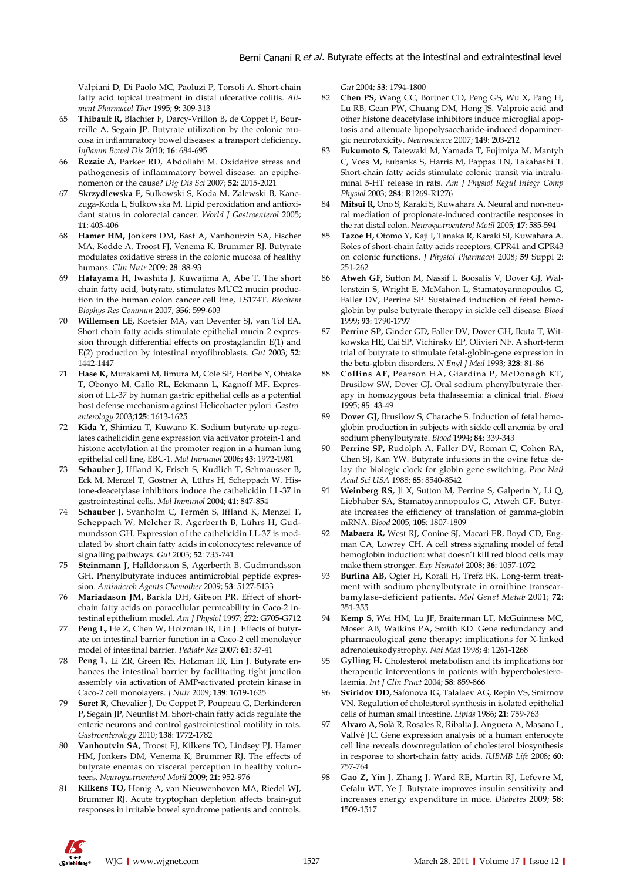Valpiani D, Di Paolo MC, Paoluzi P, Torsoli A. Short-chain fatty acid topical treatment in distal ulcerative colitis. *Aliment Pharmacol Ther* 1995; **9**: 309-313

65 **Thibault R,** Blachier F, Darcy-Vrillon B, de Coppet P, Bourreille A, Segain JP. Butyrate utilization by the colonic mucosa in inflammatory bowel diseases: a transport deficiency. *Inflamm Bowel Dis* 2010; **16**: 684-695

66 **Rezaie A,** Parker RD, Abdollahi M. Oxidative stress and pathogenesis of inflammatory bowel disease: an epiphenomenon or the cause? *Dig Dis Sci* 2007; **52**: 2015-2021

67 **Skrzydlewska E,** Sulkowski S, Koda M, Zalewski B, Kanczuga-Koda L, Sulkowska M. Lipid peroxidation and antioxidant status in colorectal cancer. *World J Gastroenterol* 2005; **11**: 403-406

68 **Hamer HM,** Jonkers DM, Bast A, Vanhoutvin SA, Fischer MA, Kodde A, Troost FJ, Venema K, Brummer RJ. Butyrate modulates oxidative stress in the colonic mucosa of healthy humans. *Clin Nutr* 2009; **28**: 88-93

69 **Hatayama H,** Iwashita J, Kuwajima A, Abe T. The short chain fatty acid, butyrate, stimulates MUC2 mucin production in the human colon cancer cell line, LS174T. *Biochem Biophys Res Commun* 2007; **356**: 599-603

70 **Willemsen LE,** Koetsier MA, van Deventer SJ, van Tol EA. Short chain fatty acids stimulate epithelial mucin 2 expression through differential effects on prostaglandin E(1) and E(2) production by intestinal myofibroblasts. *Gut* 2003; **52**: 1442-1447

71 **Hase K,** Murakami M, Iimura M, Cole SP, Horibe Y, Ohtake T, Obonyo M, Gallo RL, Eckmann L, Kagnoff MF. Expression of LL-37 by human gastric epithelial cells as a potential host defense mechanism against Helicobacter pylori. *Gastroenterology* 2003;**125**: 1613-1625

72 **Kida Y,** Shimizu T, Kuwano K. Sodium butyrate up-regulates cathelicidin gene expression via activator protein-1 and histone acetylation at the promoter region in a human lung epithelial cell line, EBC-1. *Mol Immunol* 2006; **43**: 1972-1981

73 **Schauber J,** Iffland K, Frisch S, Kudlich T, Schmausser B, Eck M, Menzel T, Gostner A, Lührs H, Scheppach W. Histone-deacetylase inhibitors induce the cathelicidin LL-37 in gastrointestinal cells. *Mol Immunol* 2004; **41**: 847-854

74 **Schauber J**, Svanholm C, Termén S, Iffland K, Menzel T, Scheppach W, Melcher R, Agerberth B, Lührs H, Gudmundsson GH. Expression of the cathelicidin LL-37 is modulated by short chain fatty acids in colonocytes: relevance of signalling pathways. *Gut* 2003; **52**: 735-741

75 **Steinmann J**, Halldórsson S, Agerberth B, Gudmundsson GH. Phenylbutyrate induces antimicrobial peptide expression. *Antimicrob Agents Chemother* 2009; **53**: 5127-5133

76 **Mariadason JM,** Barkla DH, Gibson PR. Effect of short-chain fatty acids on paracellular permeability in Caco-2 intestinal epithelium model. *Am J Physiol* 1997; **272**: G705-G712

77 **Peng L,** He Z, Chen W, Holzman IR, Lin J. Effects of butyrate on intestinal barrier function in a Caco-2 cell monolayer model of intestinal barrier. *Pediatr Res* 2007; **61**: 37-41

78 **Peng L,** Li ZR, Green RS, Holzman IR, Lin J. Butyrate enhances the intestinal barrier by facilitating tight junction assembly via activation of AMP-activated protein kinase in Caco-2 cell monolayers. *J Nutr* 2009; **139**: 1619-1625

79 **Soret R,** Chevalier J, De Coppet P, Poupeau G, Derkinderen P, Segain JP, Neunlist M. Short-chain fatty acids regulate the enteric neurons and control gastrointestinal motility in rats. *Gastroenterology* 2010; **138**: 1772-1782

80 **Vanhoutvin SA,** Troost FJ, Kilkens TO, Lindsey PJ, Hamer HM, Jonkers DM, Venema K, Brummer RJ. The effects of butyrate enemas on visceral perception in healthy volunteers. *Neurogastroenterol Motil* 2009; **21**: 952-976

81 **Kilkens TO,** Honig A, van Nieuwenhoven MA, Riedel WJ, Brummer RJ. Acute tryptophan depletion affects brain-gut responses in irritable bowel syndrome patients and controls. *Gut* 2004; **53**: 1794-1800

82 **Chen PS,** Wang CC, Bortner CD, Peng GS, Wu X, Pang H, Lu RB, Gean PW, Chuang DM, Hong JS. Valproic acid and other histone deacetylase inhibitors induce microglial apoptosis and attenuate lipopolysaccharide-induced dopaminergic neurotoxicity. *Neuroscience* 2007; **149**: 203-212

83 **Fukumoto S,** Tatewaki M, Yamada T, Fujimiya M, Mantyh C, Voss M, Eubanks S, Harris M, Pappas TN, Takahashi T. Short-chain fatty acids stimulate colonic transit via intraluminal 5-HT release in rats. *Am J Physiol Regul Integr Comp Physiol* 2003; **284**: R1269-R1276

84 **Mitsui R,** Ono S, Karaki S, Kuwahara A. Neural and non-neural mediation of propionate-induced contractile responses in the rat distal colon. *Neurogastroenterol Motil* 2005; **17**: 585-594

85 **Tazoe H,** Otomo Y, Kaji I, Tanaka R, Karaki SI, Kuwahara A. Roles of short-chain fatty acids receptors, GPR41 and GPR43 on colonic functions. *J Physiol Pharmacol* 2008; **59** Suppl 2: 251-262

86 **Atweh GF,** Sutton M, Nassif I, Boosalis V, Dover GJ, Wallenstein S, Wright E, McMahon L, Stamatoyannopoulos G, Faller DV, Perrine SP. Sustained induction of fetal hemoglobin by pulse butyrate therapy in sickle cell disease. *Blood* 1999; **93**: 1790-1797

87 **Perrine SP,** Ginder GD, Faller DV, Dover GH, Ikuta T, Witkowska HE, Cai SP, Vichinsky EP, Olivieri NF. A short-term trial of butyrate to stimulate fetal-globin-gene expression in the beta-globin disorders. *N Engl J Med* 1993; **328**: 81-86

88 **Collins AF,** Pearson HA, Giardina P, McDonagh KT, Brusilow SW, Dover GJ. Oral sodium phenylbutyrate therapy in homozygous beta thalassemia: a clinical trial. *Blood* 1995; **85**: 43-49

89 **Dover GJ,** Brusilow S, Charache S. Induction of fetal hemoglobin production in subjects with sickle cell anemia by oral sodium phenylbutyrate. *Blood* 1994; **84**: 339-343

90 **Perrine SP,** Rudolph A, Faller DV, Roman C, Cohen RA, Chen SJ, Kan YW. Butyrate infusions in the ovine fetus delay the biologic clock for globin gene switching. *Proc Natl Acad Sci USA* 1988; **85**: 8540-8542

91 **Weinberg RS,** Ji X, Sutton M, Perrine S, Galperin Y, Li Q, Liebhaber SA, Stamatoyannopoulos G, Atweh GF. Butyrate increases the efficiency of translation of gamma-globin mRNA. *Blood* 2005; **105**: 1807-1809

92 **Mabaera R,** West RJ, Conine SJ, Macari ER, Boyd CD, Engman CA, Lowrey CH. A cell stress signaling model of fetal hemoglobin induction: what doesn't kill red blood cells may make them stronger. *Exp Hematol* 2008; **36**: 1057-1072

93 **Burlina AB,** Ogier H, Korall H, Trefz FK. Long-term treatment with sodium phenylbutyrate in ornithine transcarbamylase-deficient patients. *Mol Genet Metab* 2001; **72**: 351-355

94 **Kemp S,** Wei HM, Lu JF, Braiterman LT, McGuinness MC, Moser AB, Watkins PA, Smith KD. Gene redundancy and pharmacological gene therapy: implications for X-linked adrenoleukodystrophy. *Nat Med* 1998; **4**: 1261-1268

95 **Gylling H.** Cholesterol metabolism and its implications for therapeutic interventions in patients with hypercholesterolaemia. *Int J Clin Pract* 2004; **58**: 859-866

96 **Sviridov DD,** Safonova IG, Talalaev AG, Repin VS, Smirnov VN. Regulation of cholesterol synthesis in isolated epithelial cells of human small intestine. *Lipids* 1986; **21**: 759-763

97 **Alvaro A,** Solà R, Rosales R, Ribalta J, Anguera A, Masana L, Vallvé JC. Gene expression analysis of a human enterocyte cell line reveals downregulation of cholesterol biosynthesis in response to short-chain fatty acids. *IUBMB Life* 2008; **60**: 757-764

98 **Gao Z,** Yin J, Zhang J, Ward RE, Martin RJ, Lefevre M, Cefalu WT, Ye J. Butyrate improves insulin sensitivity and increases energy expenditure in mice. *Diabetes* 2009; **58**: 1509-1517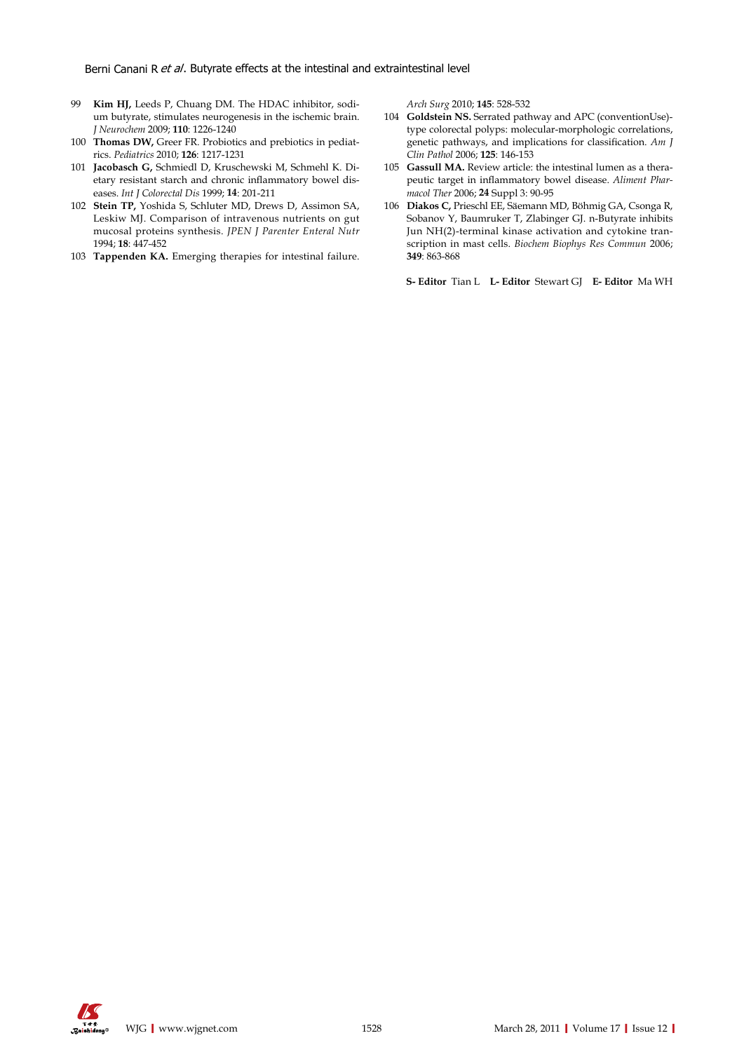99 **Kim HJ,** Leeds P, Chuang DM. The HDAC inhibitor, sodium butyrate, stimulates neurogenesis in the ischemic brain. *J Neurochem* 2009; **110**: 1226-1240

100 **Thomas DW,** Greer FR. Probiotics and prebiotics in pediatrics. *Pediatrics* 2010; **126**: 1217-1231

101 **Jacobasch G,** Schmiedl D, Kruschewski M, Schmehl K. Dietary resistant starch and chronic inflammatory bowel diseases. *Int J Colorectal Dis* 1999; **14**: 201-211

102 **Stein TP,** Yoshida S, Schluter MD, Drews D, Assimon SA, Leskiw MJ. Comparison of intravenous nutrients on gut mucosal proteins synthesis. *JPEN J Parenter Enteral Nutr* 1994; **18**: 447-452

103 **Tappenden KA.** Emerging therapies for intestinal failure. *Arch Surg* 2010; **145**: 528-532

104 **Goldstein NS.** Serrated pathway and APC (conventionUse)-type colorectal polyps: molecular-morphologic correlations, genetic pathways, and implications for classification. *Am J Clin Pathol* 2006; **125**: 146-153

105 **Gassull MA.** Review article: the intestinal lumen as a therapeutic target in inflammatory bowel disease. *Aliment Pharmacol Ther* 2006; **24** Suppl 3: 90-95

106 **Diakos C,** Prieschl EE, Säemann MD, Böhmig GA, Csonga R, Sobanov Y, Baumruker T, Zlabinger GJ. n-Butyrate inhibits Jun NH(2)-terminal kinase activation and cytokine transcription in mast cells. *Biochem Biophys Res Commun* 2006; **349**: 863-868

**S- Editor** Tian L **L- Editor** Stewart GJ **E- Editor** Ma WH